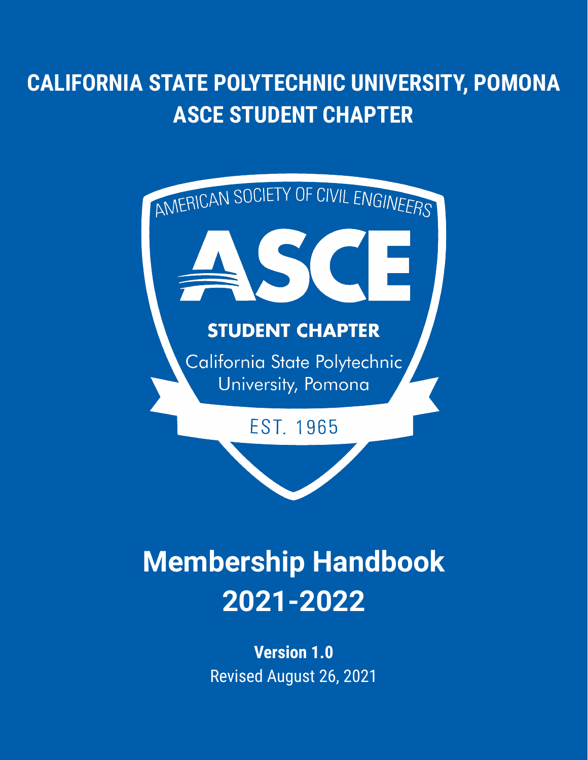# CALIFORNIA STATE POLYTECHNIC UNIVERSITY, POMONA
# ASCE STUDENT CHAPTER

AMERICAN SOCIETY OF CIVIL ENGINEERS

ASCE

STUDENT CHAPTER

California State Polytechnic University, Pomona

EST. 1965

# Membership Handbook 2021-2022

**Version 1.0**

Revised August 26, 2021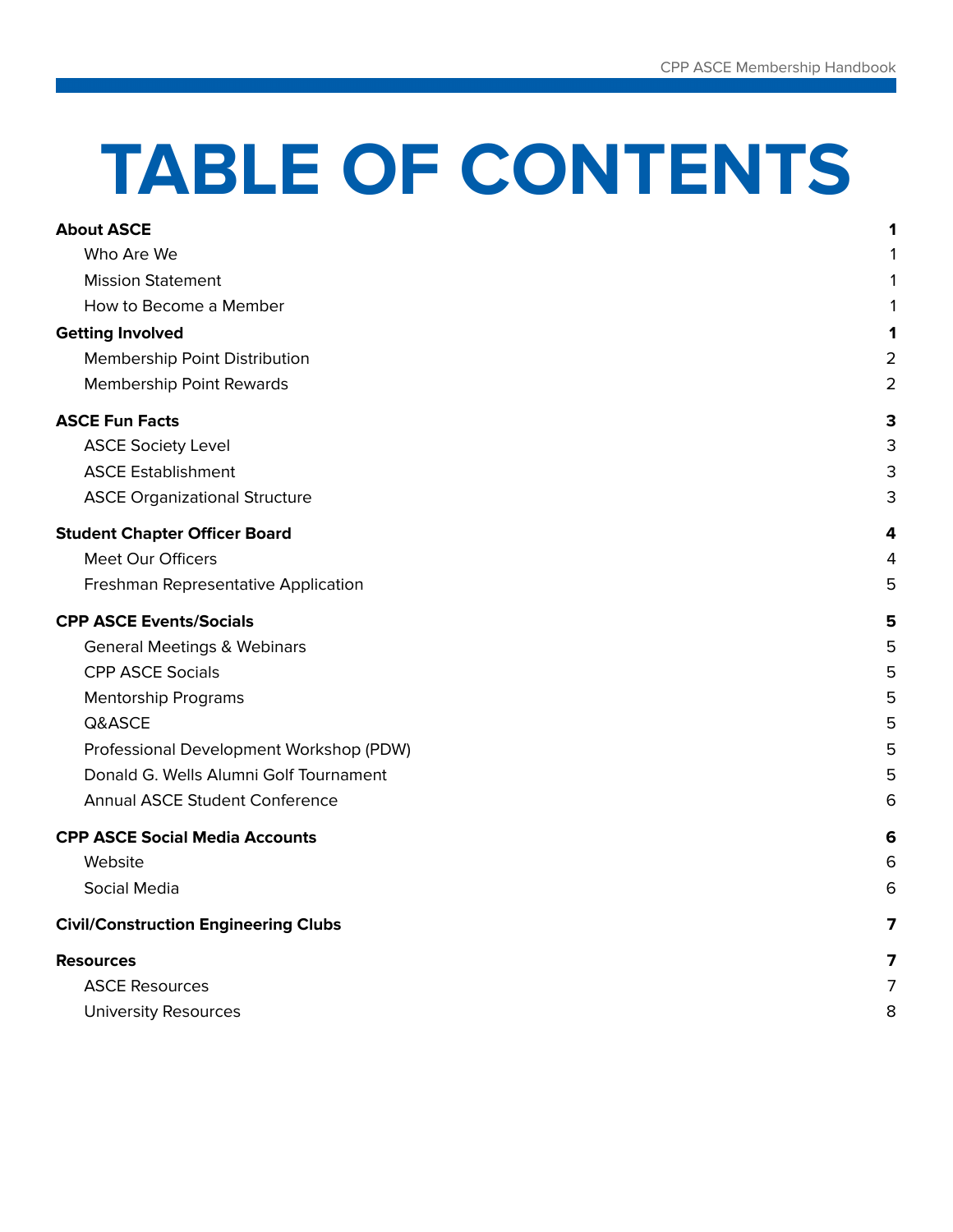# TABLE OF CONTENTS

| | |
|---|---|
| **About ASCE** | **1** |
| Who Are We | 1 |
| Mission Statement | 1 |
| How to Become a Member | 1 |
| **Getting Involved** | **1** |
| Membership Point Distribution | 2 |
| Membership Point Rewards | 2 |
| **ASCE Fun Facts** | **3** |
| ASCE Society Level | 3 |
| ASCE Establishment | 3 |
| ASCE Organizational Structure | 3 |
| **Student Chapter Officer Board** | **4** |
| Meet Our Officers | 4 |
| Freshman Representative Application | 5 |
| **CPP ASCE Events/Socials** | **5** |
| General Meetings & Webinars | 5 |
| CPP ASCE Socials | 5 |
| Mentorship Programs | 5 |
| Q&ASCE | 5 |
| Professional Development Workshop (PDW) | 5 |
| Donald G. Wells Alumni Golf Tournament | 5 |
| Annual ASCE Student Conference | 6 |
| **CPP ASCE Social Media Accounts** | **6** |
| Website | 6 |
| Social Media | 6 |
| **Civil/Construction Engineering Clubs** | **7** |
| **Resources** | **7** |
| ASCE Resources | 7 |
| University Resources | 8 |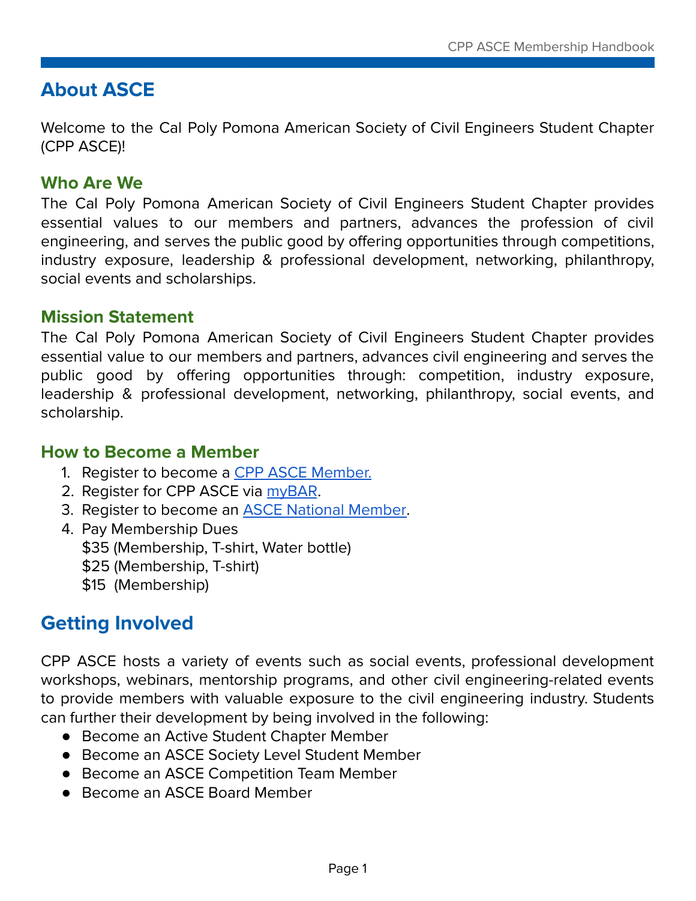# About ASCE

Welcome to the Cal Poly Pomona American Society of Civil Engineers Student Chapter (CPP ASCE)!

## Who Are We

The Cal Poly Pomona American Society of Civil Engineers Student Chapter provides essential values to our members and partners, advances the profession of civil engineering, and serves the public good by offering opportunities through competitions, industry exposure, leadership & professional development, networking, philanthropy, social events and scholarships.

## Mission Statement

The Cal Poly Pomona American Society of Civil Engineers Student Chapter provides essential value to our members and partners, advances civil engineering and serves the public good by offering opportunities through: competition, industry exposure, leadership & professional development, networking, philanthropy, social events, and scholarship.

## How to Become a Member

1. Register to become a CPP ASCE Member.
2. Register for CPP ASCE via myBAR.
3. Register to become an ASCE National Member.
4. Pay Membership Dues
   $35 (Membership, T-shirt, Water bottle)
   $25 (Membership, T-shirt)
   $15 (Membership)

# Getting Involved

CPP ASCE hosts a variety of events such as social events, professional development workshops, webinars, mentorship programs, and other civil engineering-related events to provide members with valuable exposure to the civil engineering industry. Students can further their development by being involved in the following:

- Become an Active Student Chapter Member
- Become an ASCE Society Level Student Member
- Become an ASCE Competition Team Member
- Become an ASCE Board Member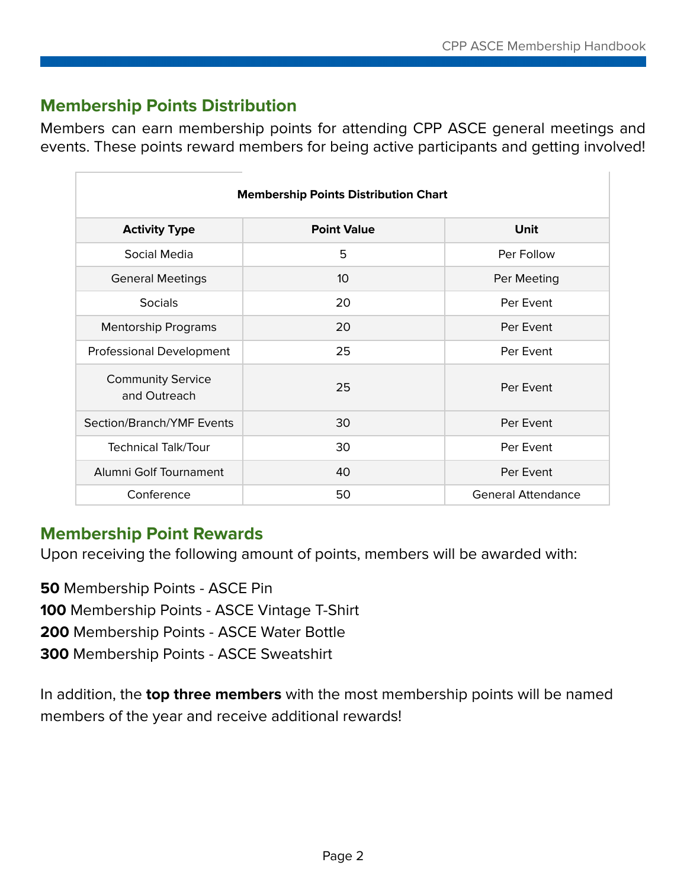## Membership Points Distribution

Members can earn membership points for attending CPP ASCE general meetings and events. These points reward members for being active participants and getting involved!

**Membership Points Distribution Chart**

| Activity Type | Point Value | Unit |
|---|---|---|
| Social Media | 5 | Per Follow |
| General Meetings | 10 | Per Meeting |
| Socials | 20 | Per Event |
| Mentorship Programs | 20 | Per Event |
| Professional Development | 25 | Per Event |
| Community Service and Outreach | 25 | Per Event |
| Section/Branch/YMF Events | 30 | Per Event |
| Technical Talk/Tour | 30 | Per Event |
| Alumni Golf Tournament | 40 | Per Event |
| Conference | 50 | General Attendance |

## Membership Point Rewards

Upon receiving the following amount of points, members will be awarded with:

**50** Membership Points - ASCE Pin
**100** Membership Points - ASCE Vintage T-Shirt
**200** Membership Points - ASCE Water Bottle
**300** Membership Points - ASCE Sweatshirt

In addition, the **top three members** with the most membership points will be named members of the year and receive additional rewards!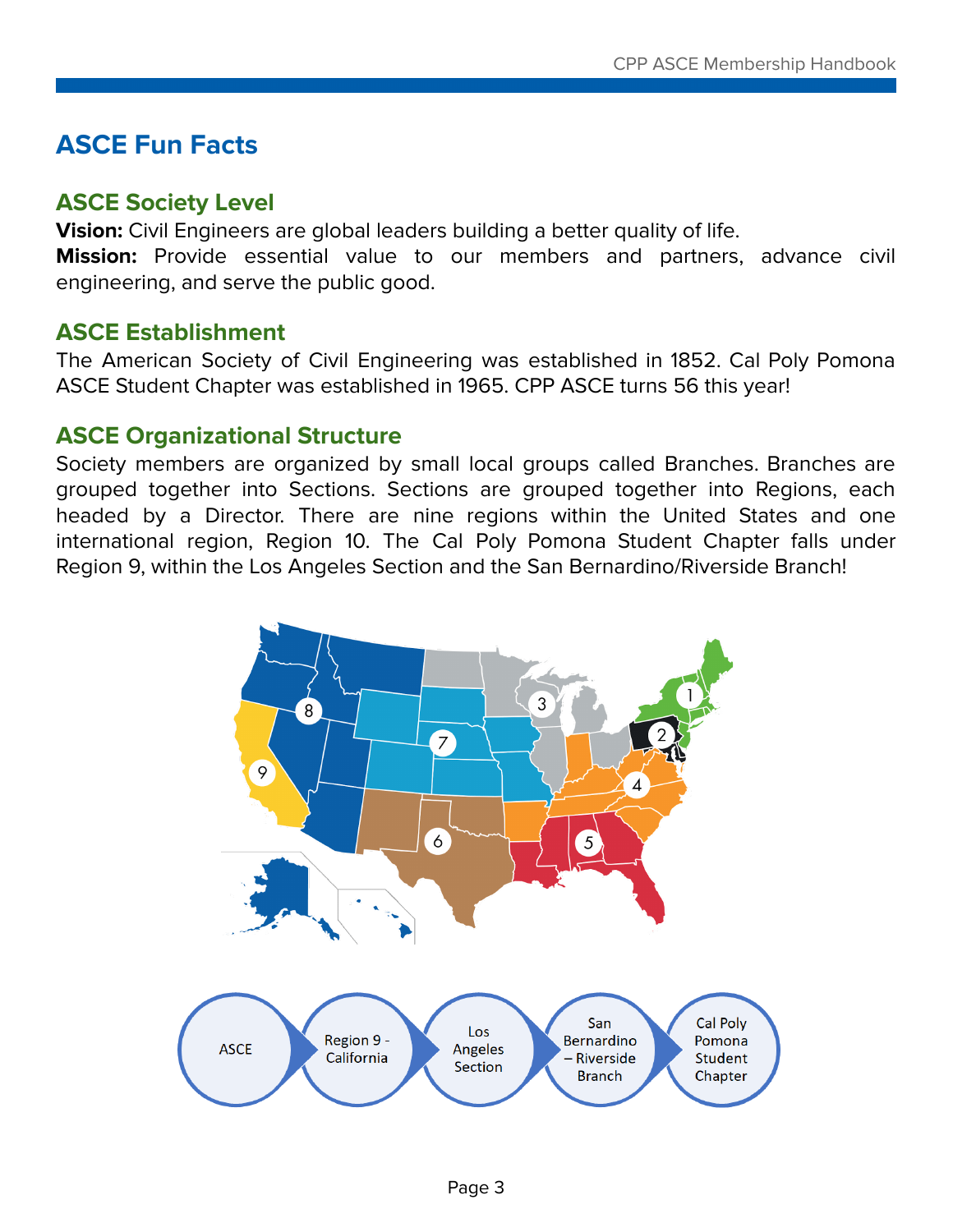# ASCE Fun Facts

## ASCE Society Level

**Vision:** Civil Engineers are global leaders building a better quality of life.

**Mission:** Provide essential value to our members and partners, advance civil engineering, and serve the public good.

## ASCE Establishment

The American Society of Civil Engineering was established in 1852. Cal Poly Pomona ASCE Student Chapter was established in 1965. CPP ASCE turns 56 this year!

## ASCE Organizational Structure

Society members are organized by small local groups called Branches. Branches are grouped together into Sections. Sections are grouped together into Regions, each headed by a Director. There are nine regions within the United States and one international region, Region 10. The Cal Poly Pomona Student Chapter falls under Region 9, within the Los Angeles Section and the San Bernardino/Riverside Branch!

ASCE → Region 9 - California → Los Angeles Section → San Bernardino – Riverside Branch → Cal Poly Pomona Student Chapter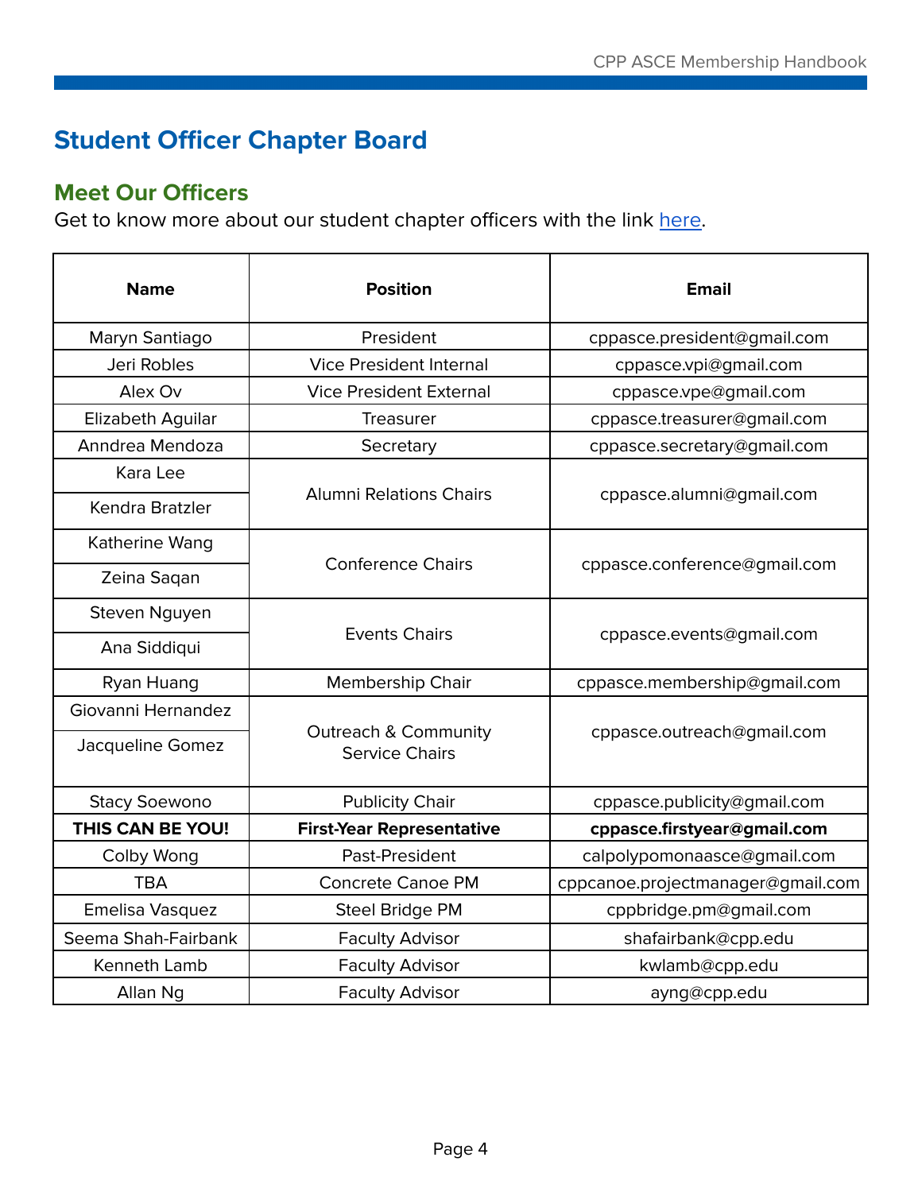# Student Officer Chapter Board

## Meet Our Officers

Get to know more about our student chapter officers with the link here.

| Name | Position | Email |
|---|---|---|
| Maryn Santiago | President | cppasce.president@gmail.com |
| Jeri Robles | Vice President Internal | cppasce.vpi@gmail.com |
| Alex Ov | Vice President External | cppasce.vpe@gmail.com |
| Elizabeth Aguilar | Treasurer | cppasce.treasurer@gmail.com |
| Anndrea Mendoza | Secretary | cppasce.secretary@gmail.com |
| Kara Lee | Alumni Relations Chairs | cppasce.alumni@gmail.com |
| Kendra Bratzler | | |
| Katherine Wang | Conference Chairs | cppasce.conference@gmail.com |
| Zeina Saqan | | |
| Steven Nguyen | Events Chairs | cppasce.events@gmail.com |
| Ana Siddiqui | | |
| Ryan Huang | Membership Chair | cppasce.membership@gmail.com |
| Giovanni Hernandez | Outreach & Community Service Chairs | cppasce.outreach@gmail.com |
| Jacqueline Gomez | | |
| Stacy Soewono | Publicity Chair | cppasce.publicity@gmail.com |
| **THIS CAN BE YOU!** | **First-Year Representative** | **cppasce.firstyear@gmail.com** |
| Colby Wong | Past-President | calpolypomonaasce@gmail.com |
| TBA | Concrete Canoe PM | cppcanoe.projectmanager@gmail.com |
| Emelisa Vasquez | Steel Bridge PM | cppbridge.pm@gmail.com |
| Seema Shah-Fairbank | Faculty Advisor | shafairbank@cpp.edu |
| Kenneth Lamb | Faculty Advisor | kwlamb@cpp.edu |
| Allan Ng | Faculty Advisor | ayng@cpp.edu |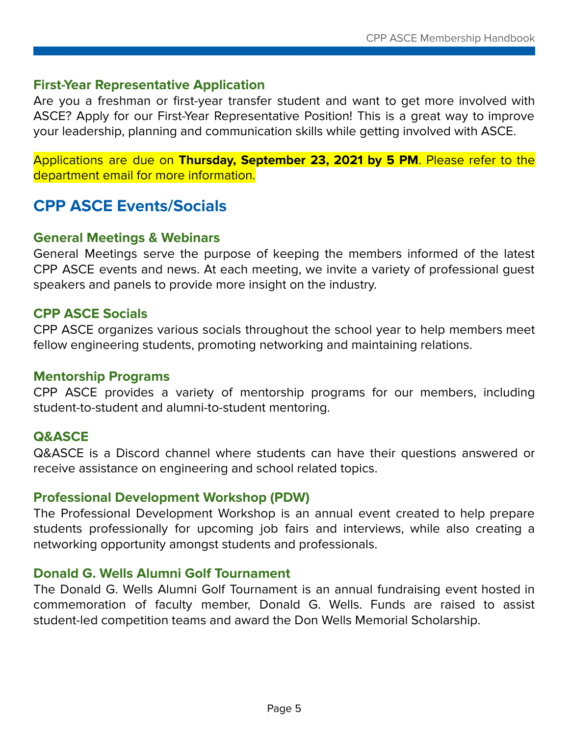### First-Year Representative Application

Are you a freshman or first-year transfer student and want to get more involved with ASCE? Apply for our First-Year Representative Position! This is a great way to improve your leadership, planning and communication skills while getting involved with ASCE.

Applications are due on **Thursday, September 23, 2021 by 5 PM**. Please refer to the department email for more information.

## CPP ASCE Events/Socials

### General Meetings & Webinars

General Meetings serve the purpose of keeping the members informed of the latest CPP ASCE events and news. At each meeting, we invite a variety of professional guest speakers and panels to provide more insight on the industry.

### CPP ASCE Socials

CPP ASCE organizes various socials throughout the school year to help members meet fellow engineering students, promoting networking and maintaining relations.

### Mentorship Programs

CPP ASCE provides a variety of mentorship programs for our members, including student-to-student and alumni-to-student mentoring.

### Q&ASCE

Q&ASCE is a Discord channel where students can have their questions answered or receive assistance on engineering and school related topics.

### Professional Development Workshop (PDW)

The Professional Development Workshop is an annual event created to help prepare students professionally for upcoming job fairs and interviews, while also creating a networking opportunity amongst students and professionals.

### Donald G. Wells Alumni Golf Tournament

The Donald G. Wells Alumni Golf Tournament is an annual fundraising event hosted in commemoration of faculty member, Donald G. Wells. Funds are raised to assist student-led competition teams and award the Don Wells Memorial Scholarship.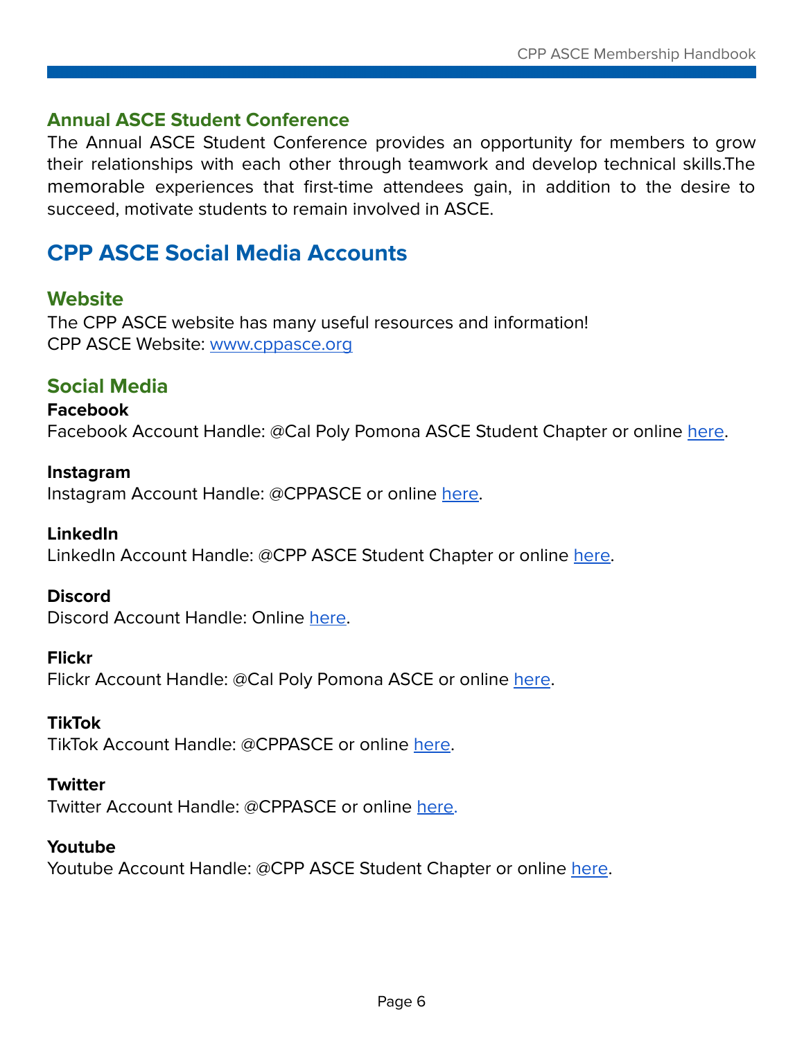### Annual ASCE Student Conference

The Annual ASCE Student Conference provides an opportunity for members to grow their relationships with each other through teamwork and develop technical skills.The memorable experiences that first-time attendees gain, in addition to the desire to succeed, motivate students to remain involved in ASCE.

## CPP ASCE Social Media Accounts

### Website

The CPP ASCE website has many useful resources and information!
CPP ASCE Website: www.cppasce.org

### Social Media

**Facebook**
Facebook Account Handle: @Cal Poly Pomona ASCE Student Chapter or online here.

**Instagram**
Instagram Account Handle: @CPPASCE or online here.

**LinkedIn**
LinkedIn Account Handle: @CPP ASCE Student Chapter or online here.

**Discord**
Discord Account Handle: Online here.

**Flickr**
Flickr Account Handle: @Cal Poly Pomona ASCE or online here.

**TikTok**
TikTok Account Handle: @CPPASCE or online here.

**Twitter**
Twitter Account Handle: @CPPASCE or online here.

**Youtube**
Youtube Account Handle: @CPP ASCE Student Chapter or online here.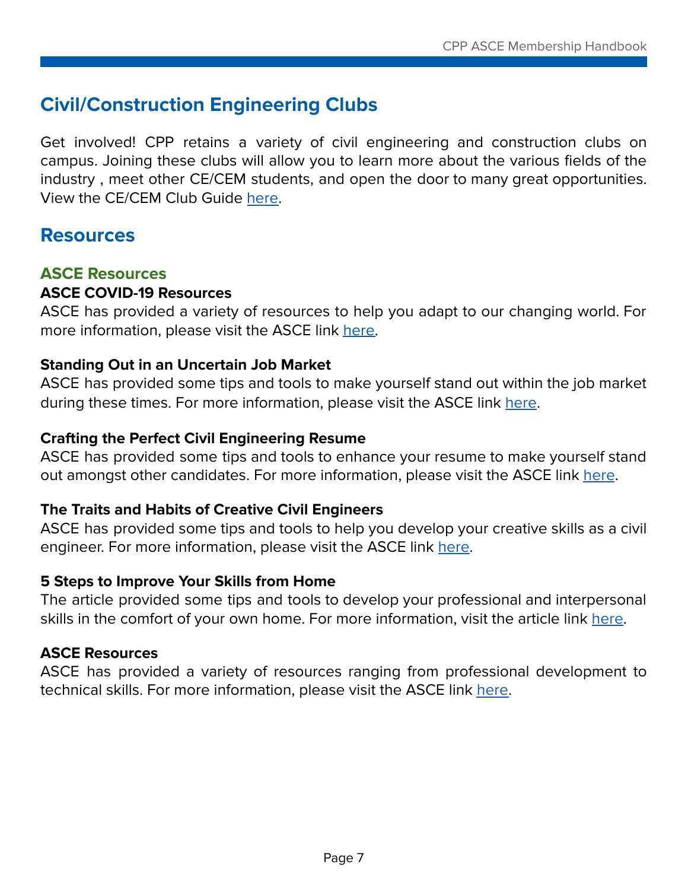## Civil/Construction Engineering Clubs

Get involved! CPP retains a variety of civil engineering and construction clubs on campus. Joining these clubs will allow you to learn more about the various fields of the industry , meet other CE/CEM students, and open the door to many great opportunities. View the CE/CEM Club Guide here.

## Resources

### ASCE Resources

**ASCE COVID-19 Resources**
ASCE has provided a variety of resources to help you adapt to our changing world. For more information, please visit the ASCE link here.

**Standing Out in an Uncertain Job Market**
ASCE has provided some tips and tools to make yourself stand out within the job market during these times. For more information, please visit the ASCE link here.

**Crafting the Perfect Civil Engineering Resume**
ASCE has provided some tips and tools to enhance your resume to make yourself stand out amongst other candidates. For more information, please visit the ASCE link here.

**The Traits and Habits of Creative Civil Engineers**
ASCE has provided some tips and tools to help you develop your creative skills as a civil engineer. For more information, please visit the ASCE link here.

**5 Steps to Improve Your Skills from Home**
The article provided some tips and tools to develop your professional and interpersonal skills in the comfort of your own home. For more information, visit the article link here.

**ASCE Resources**
ASCE has provided a variety of resources ranging from professional development to technical skills. For more information, please visit the ASCE link here.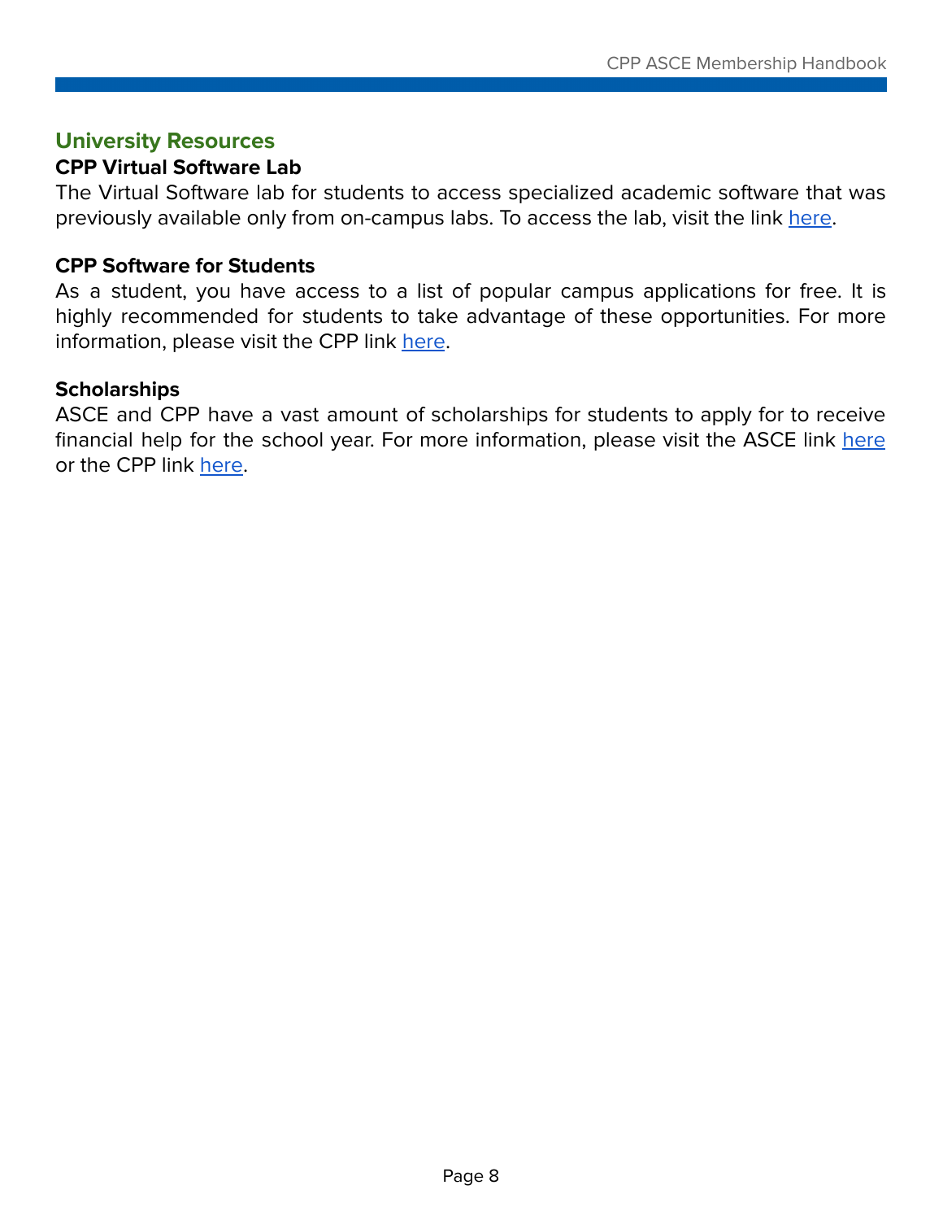## University Resources

### CPP Virtual Software Lab

The Virtual Software lab for students to access specialized academic software that was previously available only from on-campus labs. To access the lab, visit the link here.

### CPP Software for Students

As a student, you have access to a list of popular campus applications for free. It is highly recommended for students to take advantage of these opportunities. For more information, please visit the CPP link here.

### Scholarships

ASCE and CPP have a vast amount of scholarships for students to apply for to receive financial help for the school year. For more information, please visit the ASCE link here or the CPP link here.